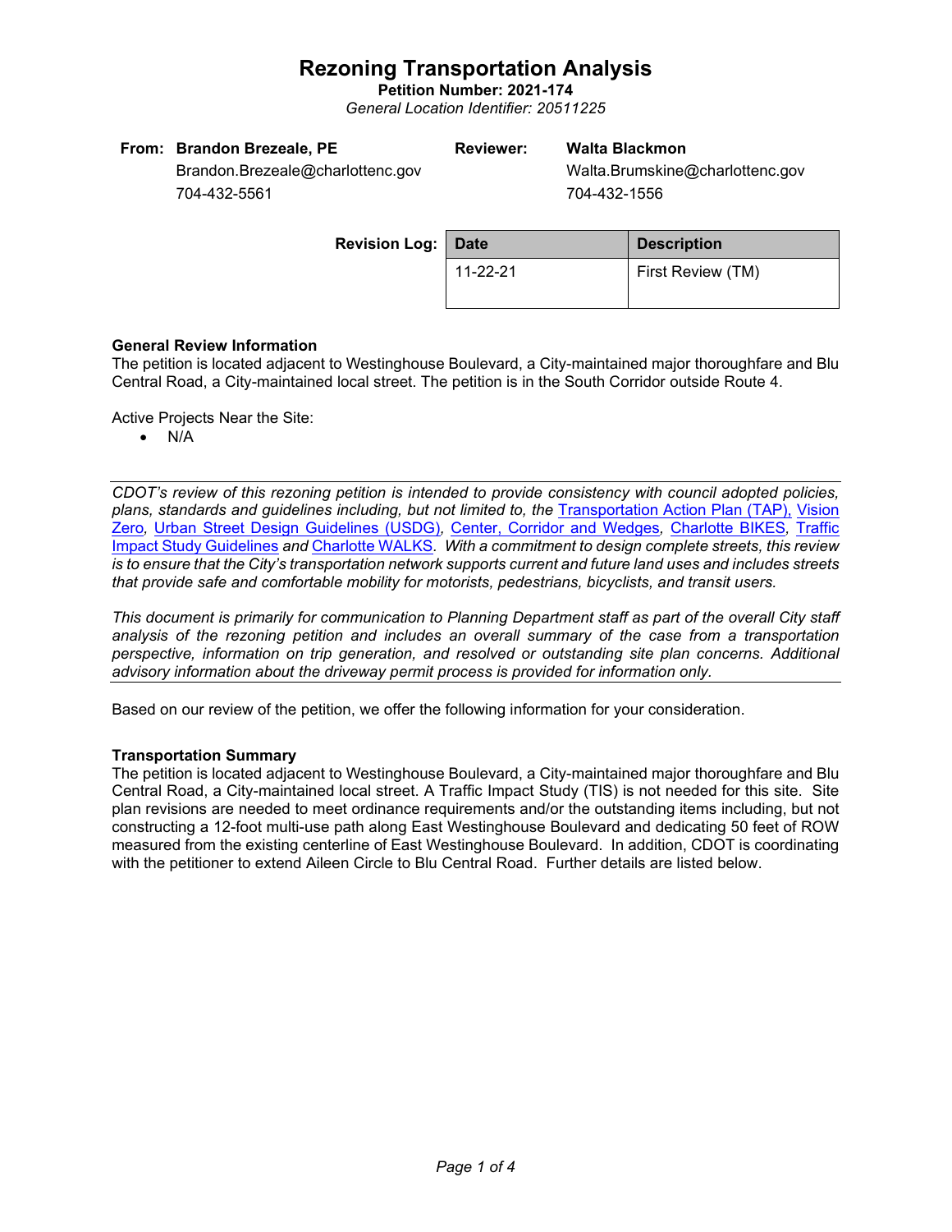# Rezoning Transportation Analysis

**Petition Number: 2021-174**

*General Location Identifier: 20511225*

**From:** **Brandon Brezeale, PE**
Brandon.Brezeale@charlottenc.gov
704-432-5561

**Reviewer:** **Walta Blackmon**
Walta.Brumskine@charlottenc.gov
704-432-1556

**Revision Log:**

| Date | Description |
|---|---|
| 11-22-21 | First Review (TM) |

**General Review Information**

The petition is located adjacent to Westinghouse Boulevard, a City-maintained major thoroughfare and Blu Central Road, a City-maintained local street. The petition is in the South Corridor outside Route 4.

Active Projects Near the Site:

- N/A

*CDOT's review of this rezoning petition is intended to provide consistency with council adopted policies, plans, standards and guidelines including, but not limited to, the* Transportation Action Plan (TAP), Vision Zero*,* Urban Street Design Guidelines (USDG)*,* Center, Corridor and Wedges*,* Charlotte BIKES*,* Traffic Impact Study Guidelines *and* Charlotte WALKS*. With a commitment to design complete streets, this review is to ensure that the City's transportation network supports current and future land uses and includes streets that provide safe and comfortable mobility for motorists, pedestrians, bicyclists, and transit users.*

*This document is primarily for communication to Planning Department staff as part of the overall City staff analysis of the rezoning petition and includes an overall summary of the case from a transportation perspective, information on trip generation, and resolved or outstanding site plan concerns. Additional advisory information about the driveway permit process is provided for information only.*

Based on our review of the petition, we offer the following information for your consideration.

**Transportation Summary**

The petition is located adjacent to Westinghouse Boulevard, a City-maintained major thoroughfare and Blu Central Road, a City-maintained local street. A Traffic Impact Study (TIS) is not needed for this site. Site plan revisions are needed to meet ordinance requirements and/or the outstanding items including, but not constructing a 12-foot multi-use path along East Westinghouse Boulevard and dedicating 50 feet of ROW measured from the existing centerline of East Westinghouse Boulevard. In addition, CDOT is coordinating with the petitioner to extend Aileen Circle to Blu Central Road. Further details are listed below.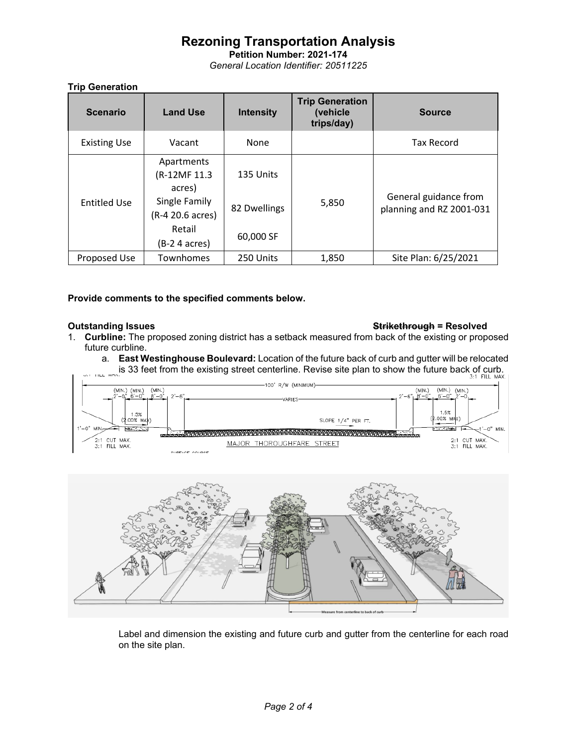# Rezoning Transportation Analysis

**Petition Number: 2021-174**

*General Location Identifier: 20511225*

**Trip Generation**

| Scenario | Land Use | Intensity | Trip Generation (vehicle trips/day) | Source |
|---|---|---|---|---|
| Existing Use | Vacant | None | | Tax Record |
| Entitled Use | Apartments (R-12MF 11.3 acres)<br>Single Family (R-4 20.6 acres)<br>Retail (B-2 4 acres) | 135 Units<br>82 Dwellings<br>60,000 SF | 5,850 | General guidance from planning and RZ 2001-031 |
| Proposed Use | Townhomes | 250 Units | 1,850 | Site Plan: 6/25/2021 |

**Provide comments to the specified comments below.**

**Outstanding Issues** **~~Strikethrough~~ = Resolved**

1. **Curbline:** The proposed zoning district has a setback measured from back of the existing or proposed future curbline.
   a. **East Westinghouse Boulevard:** Location of the future back of curb and gutter will be relocated is 33 feet from the existing street centerline. Revise site plan to show the future back of curb.

   Label and dimension the existing and future curb and gutter from the centerline for each road on the site plan.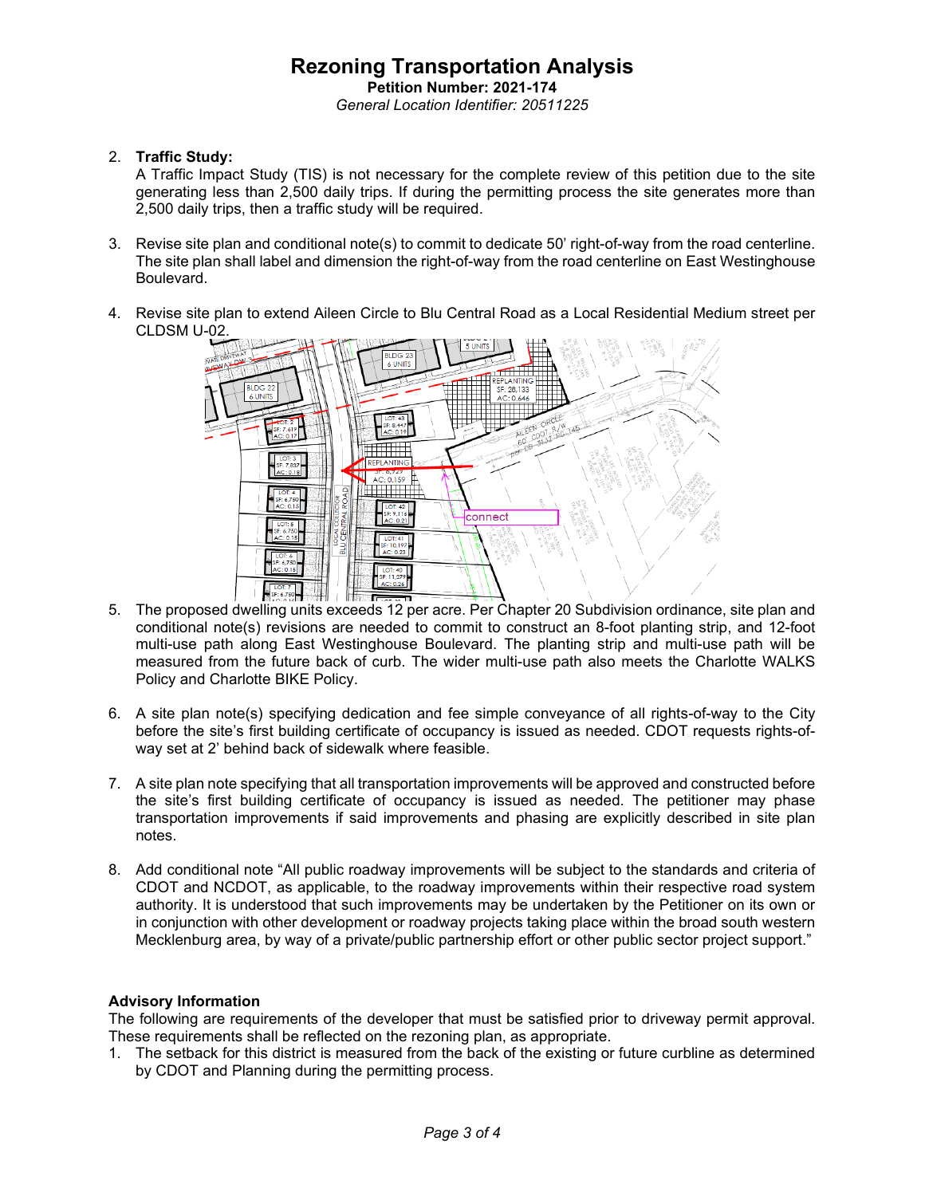# Rezoning Transportation Analysis

**Petition Number: 2021-174**

*General Location Identifier: 20511225*

2. **Traffic Study:**
   A Traffic Impact Study (TIS) is not necessary for the complete review of this petition due to the site generating less than 2,500 daily trips. If during the permitting process the site generates more than 2,500 daily trips, then a traffic study will be required.

3. Revise site plan and conditional note(s) to commit to dedicate 50' right-of-way from the road centerline. The site plan shall label and dimension the right-of-way from the road centerline on East Westinghouse Boulevard.

4. Revise site plan to extend Aileen Circle to Blu Central Road as a Local Residential Medium street per CLDSM U-02.

5. The proposed dwelling units exceeds 12 per acre. Per Chapter 20 Subdivision ordinance, site plan and conditional note(s) revisions are needed to commit to construct an 8-foot planting strip, and 12-foot multi-use path along East Westinghouse Boulevard. The planting strip and multi-use path will be measured from the future back of curb. The wider multi-use path also meets the Charlotte WALKS Policy and Charlotte BIKE Policy.

6. A site plan note(s) specifying dedication and fee simple conveyance of all rights-of-way to the City before the site's first building certificate of occupancy is issued as needed. CDOT requests rights-of-way set at 2' behind back of sidewalk where feasible.

7. A site plan note specifying that all transportation improvements will be approved and constructed before the site's first building certificate of occupancy is issued as needed. The petitioner may phase transportation improvements if said improvements and phasing are explicitly described in site plan notes.

8. Add conditional note "All public roadway improvements will be subject to the standards and criteria of CDOT and NCDOT, as applicable, to the roadway improvements within their respective road system authority. It is understood that such improvements may be undertaken by the Petitioner on its own or in conjunction with other development or roadway projects taking place within the broad south western Mecklenburg area, by way of a private/public partnership effort or other public sector project support."

**Advisory Information**

The following are requirements of the developer that must be satisfied prior to driveway permit approval. These requirements shall be reflected on the rezoning plan, as appropriate.

1. The setback for this district is measured from the back of the existing or future curbline as determined by CDOT and Planning during the permitting process.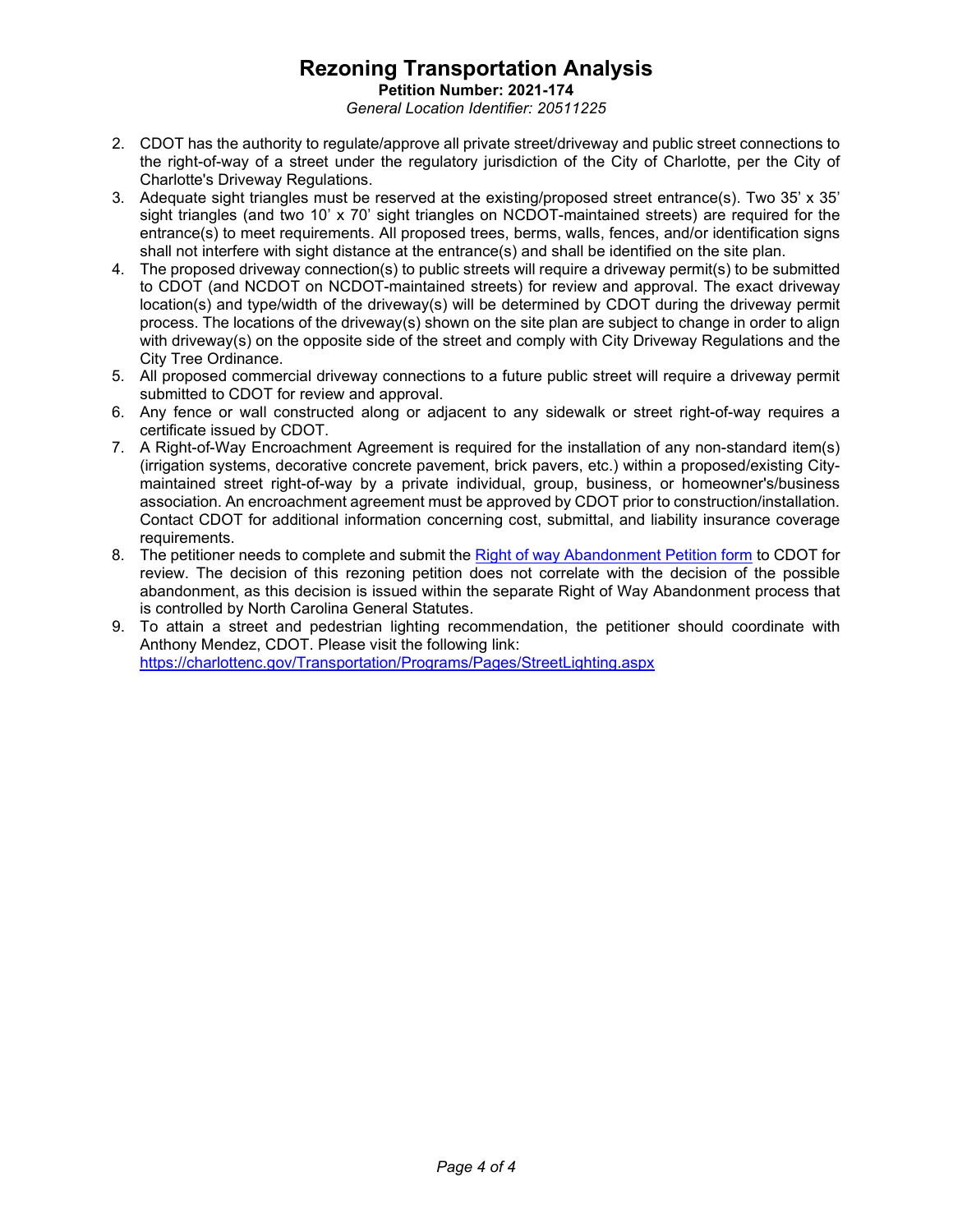2. CDOT has the authority to regulate/approve all private street/driveway and public street connections to the right-of-way of a street under the regulatory jurisdiction of the City of Charlotte, per the City of Charlotte's Driveway Regulations.
3. Adequate sight triangles must be reserved at the existing/proposed street entrance(s). Two 35' x 35' sight triangles (and two 10' x 70' sight triangles on NCDOT-maintained streets) are required for the entrance(s) to meet requirements. All proposed trees, berms, walls, fences, and/or identification signs shall not interfere with sight distance at the entrance(s) and shall be identified on the site plan.
4. The proposed driveway connection(s) to public streets will require a driveway permit(s) to be submitted to CDOT (and NCDOT on NCDOT-maintained streets) for review and approval. The exact driveway location(s) and type/width of the driveway(s) will be determined by CDOT during the driveway permit process. The locations of the driveway(s) shown on the site plan are subject to change in order to align with driveway(s) on the opposite side of the street and comply with City Driveway Regulations and the City Tree Ordinance.
5. All proposed commercial driveway connections to a future public street will require a driveway permit submitted to CDOT for review and approval.
6. Any fence or wall constructed along or adjacent to any sidewalk or street right-of-way requires a certificate issued by CDOT.
7. A Right-of-Way Encroachment Agreement is required for the installation of any non-standard item(s) (irrigation systems, decorative concrete pavement, brick pavers, etc.) within a proposed/existing City-maintained street right-of-way by a private individual, group, business, or homeowner's/business association. An encroachment agreement must be approved by CDOT prior to construction/installation. Contact CDOT for additional information concerning cost, submittal, and liability insurance coverage requirements.
8. The petitioner needs to complete and submit the Right of way Abandonment Petition form to CDOT for review. The decision of this rezoning petition does not correlate with the decision of the possible abandonment, as this decision is issued within the separate Right of Way Abandonment process that is controlled by North Carolina General Statutes.
9. To attain a street and pedestrian lighting recommendation, the petitioner should coordinate with Anthony Mendez, CDOT. Please visit the following link: https://charlottenc.gov/Transportation/Programs/Pages/StreetLighting.aspx